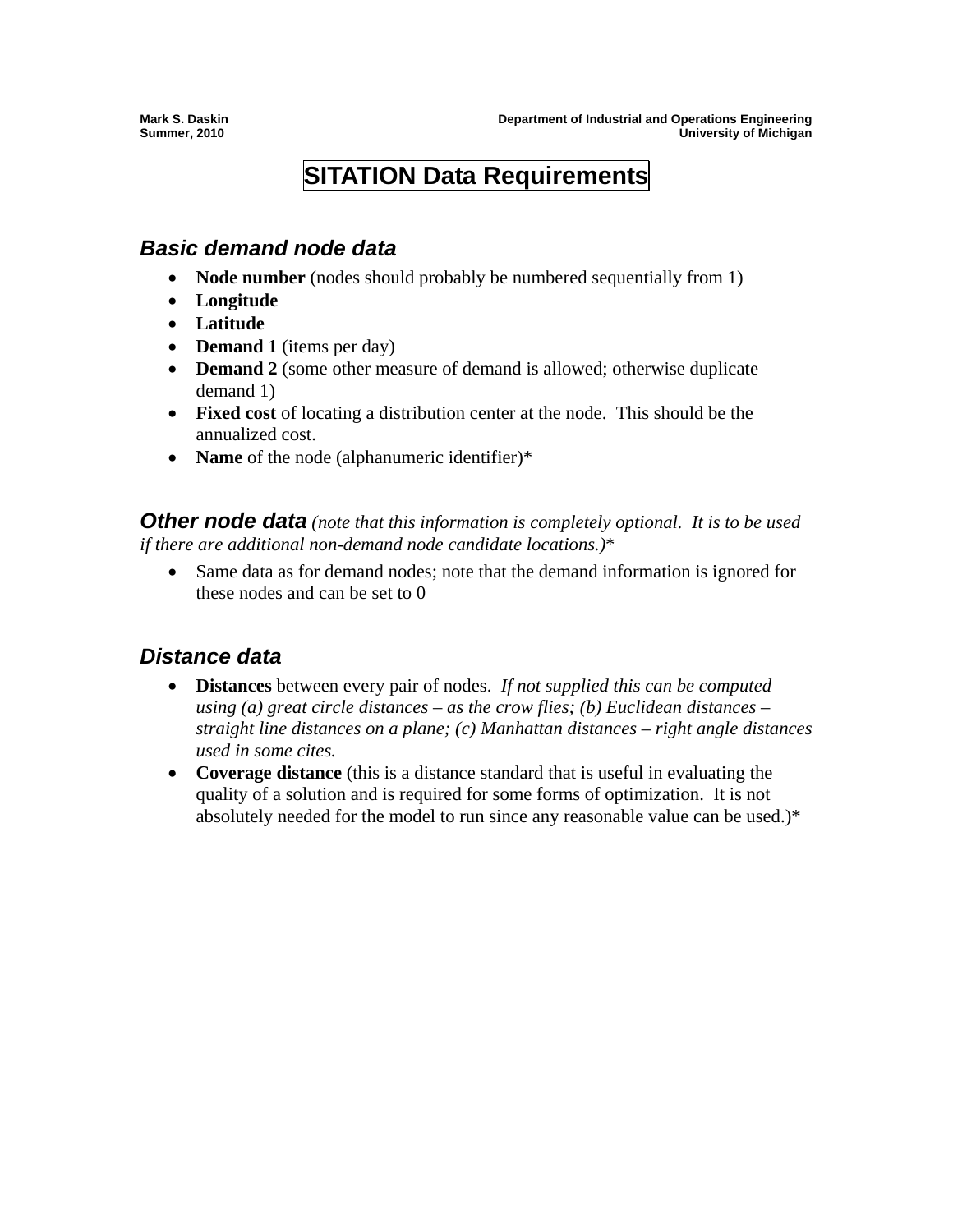Mark S. Daskin
Summer, 2010

Department of Industrial and Operations Engineering
University of Michigan

# SITATION Data Requirements

## *Basic demand node data*

- **Node number** (nodes should probably be numbered sequentially from 1)
- **Longitude**
- **Latitude**
- **Demand 1** (items per day)
- **Demand 2** (some other measure of demand is allowed; otherwise duplicate demand 1)
- **Fixed cost** of locating a distribution center at the node. This should be the annualized cost.
- **Name** of the node (alphanumeric identifier)*

## *Other node data* *(note that this information is completely optional. It is to be used if there are additional non-demand node candidate locations.)*\*

- Same data as for demand nodes; note that the demand information is ignored for these nodes and can be set to 0

## *Distance data*

- **Distances** between every pair of nodes. *If not supplied this can be computed using (a) great circle distances – as the crow flies; (b) Euclidean distances – straight line distances on a plane; (c) Manhattan distances – right angle distances used in some cites.*
- **Coverage distance** (this is a distance standard that is useful in evaluating the quality of a solution and is required for some forms of optimization. It is not absolutely needed for the model to run since any reasonable value can be used.)*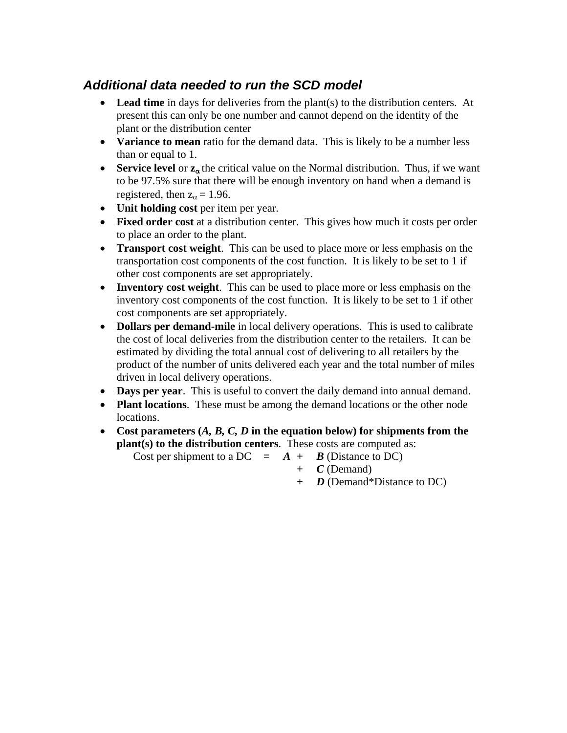### *Additional data needed to run the SCD model*

- **Lead time** in days for deliveries from the plant(s) to the distribution centers. At present this can only be one number and cannot depend on the identity of the plant or the distribution center
- **Variance to mean** ratio for the demand data. This is likely to be a number less than or equal to 1.
- **Service level** or $\mathbf{z}_\alpha$ the critical value on the Normal distribution. Thus, if we want to be 97.5% sure that there will be enough inventory on hand when a demand is registered, then $z_\alpha = 1.96$.
- **Unit holding cost** per item per year.
- **Fixed order cost** at a distribution center. This gives how much it costs per order to place an order to the plant.
- **Transport cost weight**. This can be used to place more or less emphasis on the transportation cost components of the cost function. It is likely to be set to 1 if other cost components are set appropriately.
- **Inventory cost weight**. This can be used to place more or less emphasis on the inventory cost components of the cost function. It is likely to be set to 1 if other cost components are set appropriately.
- **Dollars per demand-mile** in local delivery operations. This is used to calibrate the cost of local deliveries from the distribution center to the retailers. It can be estimated by dividing the total annual cost of delivering to all retailers by the product of the number of units delivered each year and the total number of miles driven in local delivery operations.
- **Days per year**. This is useful to convert the daily demand into annual demand.
- **Plant locations**. These must be among the demand locations or the other node locations.
- **Cost parameters (*A, B, C, D* in the equation below) for shipments from the plant(s) to the distribution centers**. These costs are computed as:

$$\text{Cost per shipment to a DC} = \boldsymbol{A} + \boldsymbol{B}\,(\text{Distance to DC}) + \boldsymbol{C}\,(\text{Demand}) + \boldsymbol{D}\,(\text{Demand*Distance to DC})$$